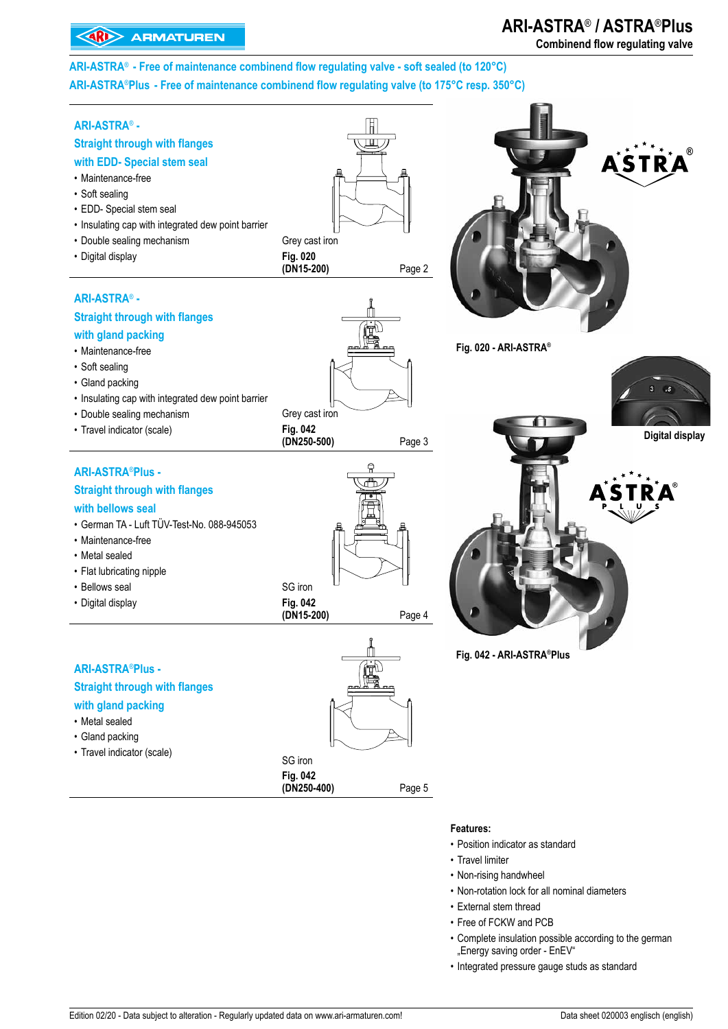# ARI-ASTRA® / ASTRA®Plus

**Combinend flow regulating valve**

## ARI-ASTRA® - Free of maintenance combinend flow regulating valve - soft sealed (to 120°C)
## ARI-ASTRA®Plus - Free of maintenance combinend flow regulating valve (to 175°C resp. 350°C)

### ARI-ASTRA® - Straight through with flanges with EDD- Special stem seal

- Maintenance-free
- Soft sealing
- EDD- Special stem seal
- Insulating cap with integrated dew point barrier
- Double sealing mechanism
- Digital display

Grey cast iron
**Fig. 020**
**(DN15-200)**
Page 2

### ARI-ASTRA® - Straight through with flanges with gland packing

- Maintenance-free
- Soft sealing
- Gland packing
- Insulating cap with integrated dew point barrier
- Double sealing mechanism
- Travel indicator (scale)

Grey cast iron
**Fig. 042**
**(DN250-500)**
Page 3

### ARI-ASTRA®Plus - Straight through with flanges with bellows seal

- German TA - Luft TÜV-Test-No. 088-945053
- Maintenance-free
- Metal sealed
- Flat lubricating nipple
- Bellows seal
- Digital display

SG iron
**Fig. 042**
**(DN15-200)**
Page 4

### ARI-ASTRA®Plus - Straight through with flanges with gland packing

- Metal sealed
- Gland packing
- Travel indicator (scale)

SG iron
**Fig. 042**
**(DN250-400)**
Page 5

**Fig. 020 - ARI-ASTRA®**

**Digital display**

**Fig. 042 - ARI-ASTRA®Plus**

**Features:**

- Position indicator as standard
- Travel limiter
- Non-rising handwheel
- Non-rotation lock for all nominal diameters
- External stem thread
- Free of FCKW and PCB
- Complete insulation possible according to the german „Energy saving order - EnEV“
- Integrated pressure gauge studs as standard

Edition 02/20 - Data subject to alteration - Regularly updated data on www.ari-armaturen.com!

Data sheet 020003 englisch (english)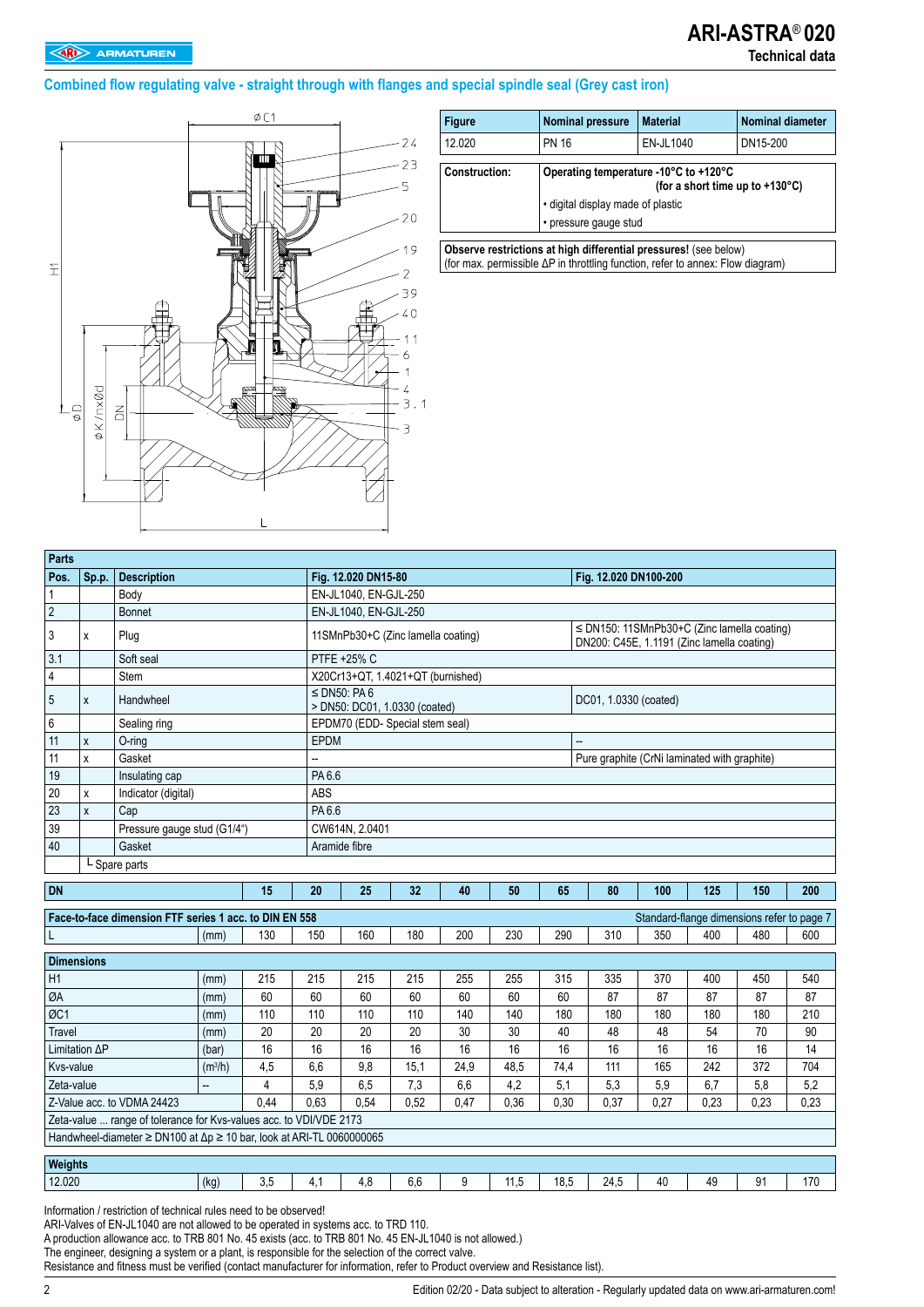## Combined flow regulating valve - straight through with flanges and special spindle seal (Grey cast iron)

| Figure | Nominal pressure | Material | Nominal diameter |
|---|---|---|---|
| 12.020 | PN 16 | EN-JL1040 | DN15-200 |

| | |
|---|---|
| **Construction:** | **Operating temperature -10°C to +120°C (for a short time up to +130°C)** |
| | • digital display made of plastic |
| | • pressure gauge stud |

**Observe restrictions at high differential pressures!** (see below)
(for max. permissible ΔP in throttling function, refer to annex: Flow diagram)

| Parts | | | | |
|---|---|---|---|---|
| **Pos.** | **Sp.p.** | **Description** | **Fig. 12.020 DN15-80** | **Fig. 12.020 DN100-200** |
| 1 | | Body | EN-JL1040, EN-GJL-250 | |
| 2 | | Bonnet | EN-JL1040, EN-GJL-250 | |
| 3 | x | Plug | 11SMnPb30+C (Zinc lamella coating) | ≤ DN150: 11SMnPb30+C (Zinc lamella coating)<br>DN200: C45E, 1.1191 (Zinc lamella coating) |
| 3.1 | | Soft seal | PTFE +25% C | |
| 4 | | Stem | X20Cr13+QT, 1.4021+QT (burnished) | |
| 5 | x | Handwheel | ≤ DN50: PA 6<br>> DN50: DC01, 1.0330 (coated) | DC01, 1.0330 (coated) |
| 6 | | Sealing ring | EPDM70 (EDD- Special stem seal) | |
| 11 | x | O-ring | EPDM | -- |
| 11 | x | Gasket | -- | Pure graphite (CrNi laminated with graphite) |
| 19 | | Insulating cap | PA 6.6 | |
| 20 | x | Indicator (digital) | ABS | |
| 23 | x | Cap | PA 6.6 | |
| 39 | | Pressure gauge stud (G1/4") | CW614N, 2.0401 | |
| 40 | | Gasket | Aramide fibre | |
| | └ Spare parts | | | |

| **DN** | | **15** | **20** | **25** | **32** | **40** | **50** | **65** | **80** | **100** | **125** | **150** | **200** |
|---|---|---|---|---|---|---|---|---|---|---|---|---|---|
| **Face-to-face dimension FTF series 1 acc. to DIN EN 558** (Standard-flange dimensions refer to page 7) | | | | | | | | | | | | | |
| L | (mm) | 130 | 150 | 160 | 180 | 200 | 230 | 290 | 310 | 350 | 400 | 480 | 600 |
| **Dimensions** | | | | | | | | | | | | | |
| H1 | (mm) | 215 | 215 | 215 | 215 | 255 | 255 | 315 | 335 | 370 | 400 | 450 | 540 |
| ØA | (mm) | 60 | 60 | 60 | 60 | 60 | 60 | 60 | 87 | 87 | 87 | 87 | 87 |
| ØC1 | (mm) | 110 | 110 | 110 | 110 | 140 | 140 | 180 | 180 | 180 | 180 | 180 | 210 |
| Travel | (mm) | 20 | 20 | 20 | 20 | 30 | 30 | 40 | 48 | 48 | 54 | 70 | 90 |
| Limitation ΔP | (bar) | 16 | 16 | 16 | 16 | 16 | 16 | 16 | 16 | 16 | 16 | 16 | 14 |
| Kvs-value | ($m^3/h$) | 4,5 | 6,6 | 9,8 | 15,1 | 24,9 | 48,5 | 74,4 | 111 | 165 | 242 | 372 | 704 |
| Zeta-value | -- | 4 | 5,9 | 6,5 | 7,3 | 6,6 | 4,2 | 5,1 | 5,3 | 5,9 | 6,7 | 5,8 | 5,2 |
| Z-Value acc. to VDMA 24423 | | 0,44 | 0,63 | 0,54 | 0,52 | 0,47 | 0,36 | 0,30 | 0,37 | 0,27 | 0,23 | 0,23 | 0,23 |
| Zeta-value ... range of tolerance for Kvs-values acc. to VDI/VDE 2173 | | | | | | | | | | | | | |
| Handwheel-diameter ≥ DN100 at Δp ≥ 10 bar, look at ARI-TL 0060000065 | | | | | | | | | | | | | |
| **Weights** | | | | | | | | | | | | | |
| 12.020 | (kg) | 3,5 | 4,1 | 4,8 | 6,6 | 9 | 11,5 | 18,5 | 24,5 | 40 | 49 | 91 | 170 |

Information / restriction of technical rules need to be observed!
ARI-Valves of EN-JL1040 are not allowed to be operated in systems acc. to TRD 110.
A production allowance acc. to TRB 801 No. 45 exists (acc. to TRB 801 No. 45 EN-JL1040 is not allowed.)
The engineer, designing a system or a plant, is responsible for the selection of the correct valve.
Resistance and fitness must be verified (contact manufacturer for information, refer to Product overview and Resistance list).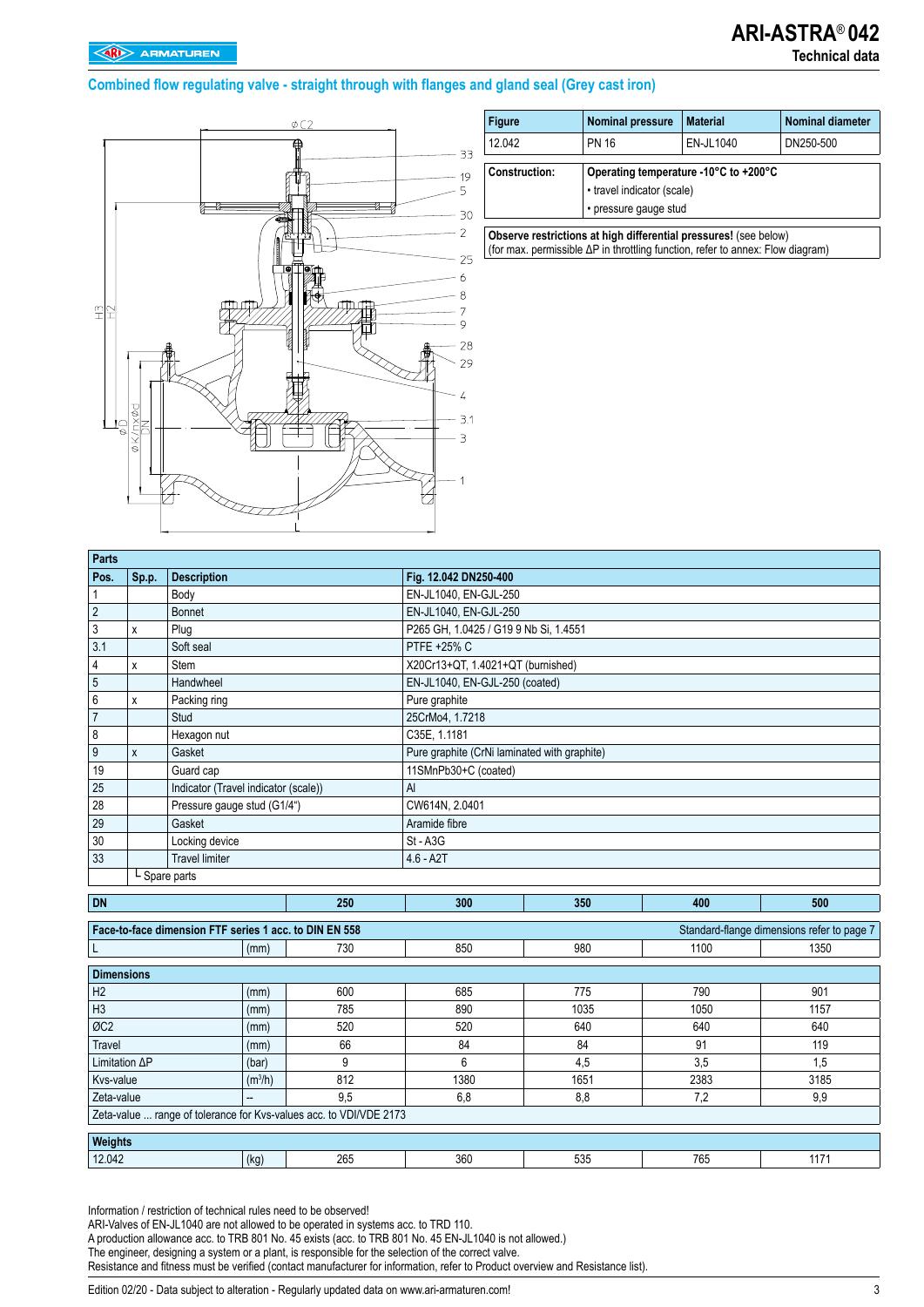# ARI-ASTRA® 042

Technical data

## Combined flow regulating valve - straight through with flanges and gland seal (Grey cast iron)

| Figure | Nominal pressure | Material | Nominal diameter |
|---|---|---|---|
| 12.042 | PN 16 | EN-JL1040 | DN250-500 |

| Construction: | Operating temperature -10°C to +200°C |
|---|---|
| | • travel indicator (scale) |
| | • pressure gauge stud |

**Observe restrictions at high differential pressures!** (see below)
(for max. permissible ΔP in throttling function, refer to annex: Flow diagram)

| Parts | | | |
|---|---|---|---|
| **Pos.** | **Sp.p.** | **Description** | **Fig. 12.042 DN250-400** |
| 1 | | Body | EN-JL1040, EN-GJL-250 |
| 2 | | Bonnet | EN-JL1040, EN-GJL-250 |
| 3 | x | Plug | P265 GH, 1.0425 / G19 9 Nb Si, 1.4551 |
| 3.1 | | Soft seal | PTFE +25% C |
| 4 | x | Stem | X20Cr13+QT, 1.4021+QT (burnished) |
| 5 | | Handwheel | EN-JL1040, EN-GJL-250 (coated) |
| 6 | x | Packing ring | Pure graphite |
| 7 | | Stud | 25CrMo4, 1.7218 |
| 8 | | Hexagon nut | C35E, 1.1181 |
| 9 | x | Gasket | Pure graphite (CrNi laminated with graphite) |
| 19 | | Guard cap | 11SMnPb30+C (coated) |
| 25 | | Indicator (Travel indicator (scale)) | Al |
| 28 | | Pressure gauge stud (G1/4") | CW614N, 2.0401 |
| 29 | | Gasket | Aramide fibre |
| 30 | | Locking device | St - A3G |
| 33 | | Travel limiter | 4.6 - A2T |
| | └ Spare parts | | |

| DN | | 250 | 300 | 350 | 400 | 500 |
|---|---|---|---|---|---|---|
| **Face-to-face dimension FTF series 1 acc. to DIN EN 558** | | | | | | Standard-flange dimensions refer to page 7 |
| L | (mm) | 730 | 850 | 980 | 1100 | 1350 |
| **Dimensions** | | | | | | |
| H2 | (mm) | 600 | 685 | 775 | 790 | 901 |
| H3 | (mm) | 785 | 890 | 1035 | 1050 | 1157 |
| ØC2 | (mm) | 520 | 520 | 640 | 640 | 640 |
| Travel | (mm) | 66 | 84 | 84 | 91 | 119 |
| Limitation ΔP | (bar) | 9 | 6 | 4,5 | 3,5 | 1,5 |
| Kvs-value | ($m^3$/h) | 812 | 1380 | 1651 | 2383 | 3185 |
| Zeta-value | -- | 9,5 | 6,8 | 8,8 | 7,2 | 9,9 |
| Zeta-value ... range of tolerance for Kvs-values acc. to VDI/VDE 2173 | | | | | | |
| **Weights** | | | | | | |
| 12.042 | (kg) | 265 | 360 | 535 | 765 | 1171 |

Information / restriction of technical rules need to be observed!
ARI-Valves of EN-JL1040 are not allowed to be operated in systems acc. to TRD 110.
A production allowance acc. to TRB 801 No. 45 exists (acc. to TRB 801 No. 45 EN-JL1040 is not allowed.)
The engineer, designing a system or a plant, is responsible for the selection of the correct valve.
Resistance and fitness must be verified (contact manufacturer for information, refer to Product overview and Resistance list).

Edition 02/20 - Data subject to alteration - Regularly updated data on www.ari-armaturen.com!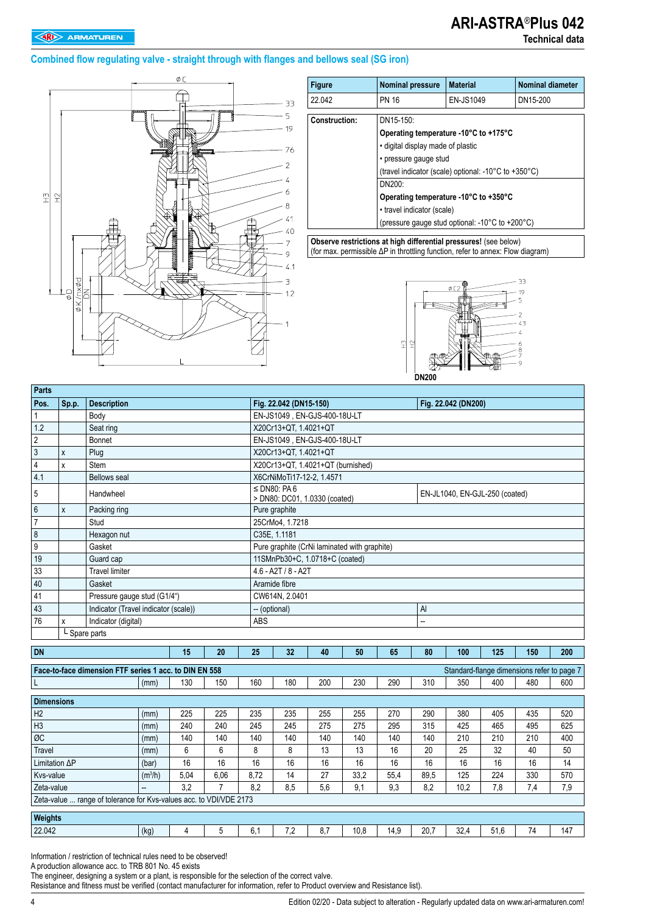## Combined flow regulating valve - straight through with flanges and bellows seal (SG iron)

| Figure | Nominal pressure | Material | Nominal diameter |
|---|---|---|---|
| 22.042 | PN 16 | EN-JS1049 | DN15-200 |

| Construction: | |
|---|---|
| | DN15-150: |
| | **Operating temperature -10°C to +175°C** |
| | • digital display made of plastic |
| | • pressure gauge stud |
| | (travel indicator (scale) optional: -10°C to +350°C) |
| | DN200: |
| | **Operating temperature -10°C to +350°C** |
| | • travel indicator (scale) |
| | (pressure gauge stud optional: -10°C to +200°C) |

**Observe restrictions at high differential pressures!** (see below)
(for max. permissible ΔP in throttling function, refer to annex: Flow diagram)

DN200

| Parts | | | | |
|---|---|---|---|---|
| **Pos.** | **Sp.p.** | **Description** | **Fig. 22.042 (DN15-150)** | **Fig. 22.042 (DN200)** |
| 1 | | Body | EN-JS1049 , EN-GJS-400-18U-LT | |
| 1.2 | | Seat ring | X20Cr13+QT, 1.4021+QT | |
| 2 | | Bonnet | EN-JS1049 , EN-GJS-400-18U-LT | |
| 3 | x | Plug | X20Cr13+QT, 1.4021+QT | |
| 4 | x | Stem | X20Cr13+QT, 1.4021+QT (burnished) | |
| 4.1 | | Bellows seal | X6CrNiMoTi17-12-2, 1.4571 | |
| 5 | | Handwheel | ≤ DN80: PA 6<br>> DN80: DC01, 1.0330 (coated) | EN-JL1040, EN-GJL-250 (coated) |
| 6 | x | Packing ring | Pure graphite | |
| 7 | | Stud | 25CrMo4, 1.7218 | |
| 8 | | Hexagon nut | C35E, 1.1181 | |
| 9 | | Gasket | Pure graphite (CrNi laminated with graphite) | |
| 19 | | Guard cap | 11SMnPb30+C, 1.0718+C (coated) | |
| 33 | | Travel limiter | 4.6 - A2T / 8 - A2T | |
| 40 | | Gasket | Aramide fibre | |
| 41 | | Pressure gauge stud (G1/4“) | CW614N, 2.0401 | |
| 43 | | Indicator (Travel indicator (scale)) | -- (optional) | Al |
| 76 | x | Indicator (digital) | ABS | -- |
| | └ Spare parts | | | |

| DN | | 15 | 20 | 25 | 32 | 40 | 50 | 65 | 80 | 100 | 125 | 150 | 200 |
|---|---|---|---|---|---|---|---|---|---|---|---|---|---|
| **Face-to-face dimension FTF series 1 acc. to DIN EN 558** | | | | | | | | | Standard-flange dimensions refer to page 7 | | | | |
| L | (mm) | 130 | 150 | 160 | 180 | 200 | 230 | 290 | 310 | 350 | 400 | 480 | 600 |
| **Dimensions** | | | | | | | | | | | | | |
| H2 | (mm) | 225 | 225 | 235 | 235 | 255 | 255 | 270 | 290 | 380 | 405 | 435 | 520 |
| H3 | (mm) | 240 | 240 | 245 | 245 | 275 | 275 | 295 | 315 | 425 | 465 | 495 | 625 |
| ØC | (mm) | 140 | 140 | 140 | 140 | 140 | 140 | 140 | 140 | 210 | 210 | 210 | 400 |
| Travel | (mm) | 6 | 6 | 8 | 8 | 13 | 13 | 16 | 20 | 25 | 32 | 40 | 50 |
| Limitation ΔP | (bar) | 16 | 16 | 16 | 16 | 16 | 16 | 16 | 16 | 16 | 16 | 16 | 14 |
| Kvs-value | ($m^3$/h) | 5,04 | 6,06 | 8,72 | 14 | 27 | 33,2 | 55,4 | 89,5 | 125 | 224 | 330 | 570 |
| Zeta-value | -- | 3,2 | 7 | 8,2 | 8,5 | 5,6 | 9,1 | 9,3 | 8,2 | 10,2 | 7,8 | 7,4 | 7,9 |
| Zeta-value ... range of tolerance for Kvs-values acc. to VDI/VDE 2173 | | | | | | | | | | | | | |
| **Weights** | | | | | | | | | | | | | |
| 22.042 | (kg) | 4 | 5 | 6,1 | 7,2 | 8,7 | 10,8 | 14,9 | 20,7 | 32,4 | 51,6 | 74 | 147 |

Information / restriction of technical rules need to be observed!
A production allowance acc. to TRB 801 No. 45 exists
The engineer, designing a system or a plant, is responsible for the selection of the correct valve.
Resistance and fitness must be verified (contact manufacturer for information, refer to Product overview and Resistance list).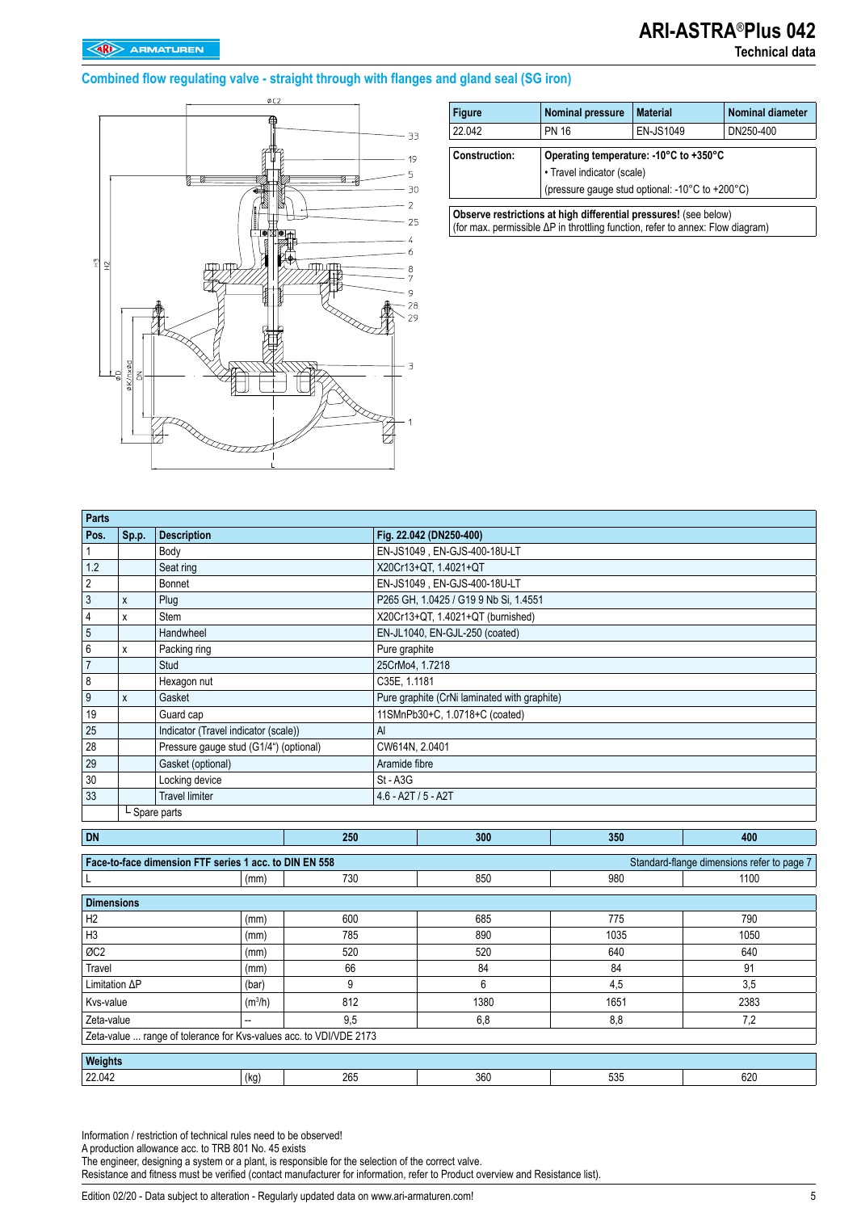## Combined flow regulating valve - straight through with flanges and gland seal (SG iron)

| Figure | Nominal pressure | Material | Nominal diameter |
|---|---|---|---|
| 22.042 | PN 16 | EN-JS1049 | DN250-400 |

| Construction: | Operating temperature: -10°C to +350°C |
|---|---|
| | • Travel indicator (scale) |
| | (pressure gauge stud optional: -10°C to +200°C) |

**Observe restrictions at high differential pressures!** (see below)
(for max. permissible ΔP in throttling function, refer to annex: Flow diagram)

| Parts | | | |
|---|---|---|---|
| **Pos.** | **Sp.p.** | **Description** | **Fig. 22.042 (DN250-400)** |
| 1 | | Body | EN-JS1049 , EN-GJS-400-18U-LT |
| 1.2 | | Seat ring | X20Cr13+QT, 1.4021+QT |
| 2 | | Bonnet | EN-JS1049 , EN-GJS-400-18U-LT |
| 3 | x | Plug | P265 GH, 1.0425 / G19 9 Nb Si, 1.4551 |
| 4 | x | Stem | X20Cr13+QT, 1.4021+QT (burnished) |
| 5 | | Handwheel | EN-JL1040, EN-GJL-250 (coated) |
| 6 | x | Packing ring | Pure graphite |
| 7 | | Stud | 25CrMo4, 1.7218 |
| 8 | | Hexagon nut | C35E, 1.1181 |
| 9 | x | Gasket | Pure graphite (CrNi laminated with graphite) |
| 19 | | Guard cap | 11SMnPb30+C, 1.0718+C (coated) |
| 25 | | Indicator (Travel indicator (scale)) | Al |
| 28 | | Pressure gauge stud (G1/4") (optional) | CW614N, 2.0401 |
| 29 | | Gasket (optional) | Aramide fibre |
| 30 | | Locking device | St - A3G |
| 33 | | Travel limiter | 4.6 - A2T / 5 - A2T |
| | └ Spare parts | | |

| DN | | 250 | 300 | 350 | 400 |
|---|---|---|---|---|---|
| **Face-to-face dimension FTF series 1 acc. to DIN EN 558** | | | | | Standard-flange dimensions refer to page 7 |
| L | (mm) | 730 | 850 | 980 | 1100 |
| **Dimensions** | | | | | |
| H2 | (mm) | 600 | 685 | 775 | 790 |
| H3 | (mm) | 785 | 890 | 1035 | 1050 |
| ØC2 | (mm) | 520 | 520 | 640 | 640 |
| Travel | (mm) | 66 | 84 | 84 | 91 |
| Limitation ΔP | (bar) | 9 | 6 | 4,5 | 3,5 |
| Kvs-value | ($m^3$/h) | 812 | 1380 | 1651 | 2383 |
| Zeta-value | -- | 9,5 | 6,8 | 8,8 | 7,2 |
| Zeta-value ... range of tolerance for Kvs-values acc. to VDI/VDE 2173 | | | | | |
| **Weights** | | | | | |
| 22.042 | (kg) | 265 | 360 | 535 | 620 |

Information / restriction of technical rules need to be observed!
A production allowance acc. to TRB 801 No. 45 exists
The engineer, designing a system or a plant, is responsible for the selection of the correct valve.
Resistance and fitness must be verified (contact manufacturer for information, refer to Product overview and Resistance list).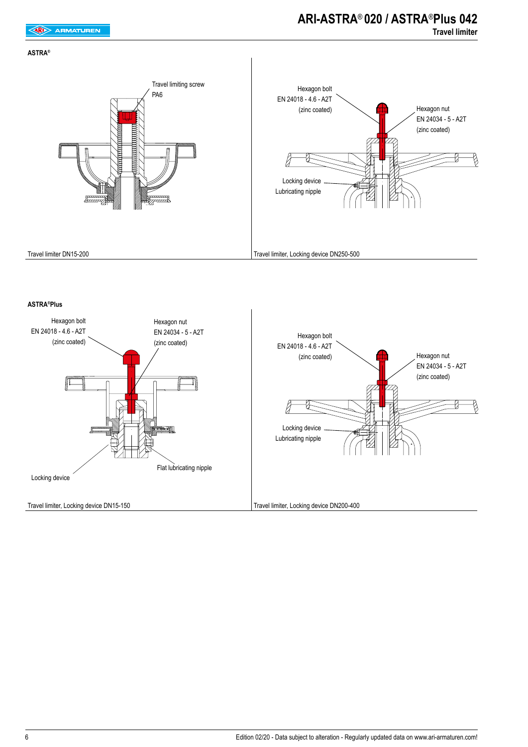## ASTRA®

Travel limiting screw
PA6

Travel limiter DN15-200

Hexagon bolt
EN 24018 - 4.6 - A2T
(zinc coated)

Hexagon nut
EN 24034 - 5 - A2T
(zinc coated)

Locking device
Lubricating nipple

Travel limiter, Locking device DN250-500

## ASTRA®Plus

Hexagon bolt
EN 24018 - 4.6 - A2T
(zinc coated)

Hexagon nut
EN 24034 - 5 - A2T
(zinc coated)

Locking device

Flat lubricating nipple

Travel limiter, Locking device DN15-150

Hexagon bolt
EN 24018 - 4.6 - A2T
(zinc coated)

Hexagon nut
EN 24034 - 5 - A2T
(zinc coated)

Locking device
Lubricating nipple

Travel limiter, Locking device DN200-400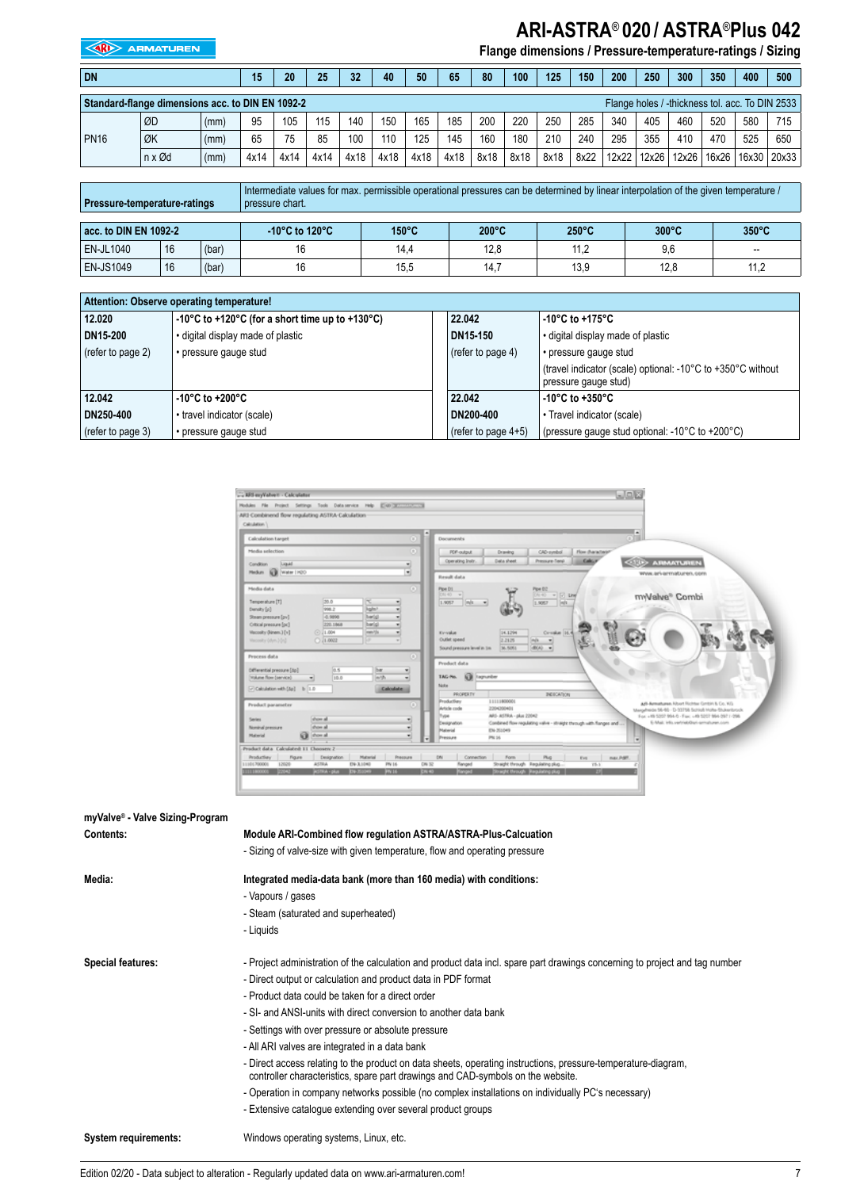# ARI-ASTRA® 020 / ASTRA®Plus 042

## Flange dimensions / Pressure-temperature-ratings / Sizing

| DN | | | 15 | 20 | 25 | 32 | 40 | 50 | 65 | 80 | 100 | 125 | 150 | 200 | 250 | 300 | 350 | 400 | 500 |
|---|---|---|---|---|---|---|---|---|---|---|---|---|---|---|---|---|---|---|---|
| **Standard-flange dimensions acc. to DIN EN 1092-2** | | | Flange holes / -thickness tol. acc. To DIN 2533 | | | | | | | | | | | | | | | | |
| PN16 | ØD | (mm) | 95 | 105 | 115 | 140 | 150 | 165 | 185 | 200 | 220 | 250 | 285 | 340 | 405 | 460 | 520 | 580 | 715 |
| | ØK | (mm) | 65 | 75 | 85 | 100 | 110 | 125 | 145 | 160 | 180 | 210 | 240 | 295 | 355 | 410 | 470 | 525 | 650 |
| | n x Ød | (mm) | 4x14 | 4x14 | 4x14 | 4x18 | 4x18 | 4x18 | 4x18 | 8x18 | 8x18 | 8x18 | 8x22 | 12x22 | 12x26 | 12x26 | 16x26 | 16x30 | 20x33 |

| Pressure-temperature-ratings | | | Intermediate values for max. permissible operational pressures can be determined by linear interpolation of the given temperature / pressure chart. | | | | | |
|---|---|---|---|---|---|---|---|---|
| **acc. to DIN EN 1092-2** | | | **-10°C to 120°C** | **150°C** | **200°C** | **250°C** | **300°C** | **350°C** |
| EN-JL1040 | 16 | (bar) | 16 | 14,4 | 12,8 | 11,2 | 9,6 | -- |
| EN-JS1049 | 16 | (bar) | 16 | 15,5 | 14,7 | 13,9 | 12,8 | 11,2 |

| Attention: Observe operating temperature! | | | |
|---|---|---|---|
| **12.020**<br>**DN15-200**<br>(refer to page 2) | **-10°C to +120°C (for a short time up to +130°C)**<br>• digital display made of plastic<br>• pressure gauge stud | **22.042**<br>**DN15-150**<br>(refer to page 4) | **-10°C to +175°C**<br>• digital display made of plastic<br>• pressure gauge stud<br>(travel indicator (scale) optional: -10°C to +350°C without pressure gauge stud) |
| **12.042**<br>**DN250-400**<br>(refer to page 3) | **-10°C to +200°C**<br>• travel indicator (scale)<br>• pressure gauge stud | **22.042**<br>**DN200-400**<br>(refer to page 4+5) | **-10°C to +350°C**<br>• Travel indicator (scale)<br>(pressure gauge stud optional: -10°C to +200°C) |

**myValve® - Valve Sizing-Program**

**Contents:**

**Module ARI-Combined flow regulation ASTRA/ASTRA-Plus-Calcuation**

- Sizing of valve-size with given temperature, flow and operating pressure

**Media:**

**Integrated media-data bank (more than 160 media) with conditions:**

- Vapours / gases
- Steam (saturated and superheated)
- Liquids

**Special features:**

- Project administration of the calculation and product data incl. spare part drawings concerning to project and tag number
- Direct output or calculation and product data in PDF format
- Product data could be taken for a direct order
- SI- and ANSI-units with direct conversion to another data bank
- Settings with over pressure or absolute pressure
- All ARI valves are integrated in a data bank
- Direct access relating to the product on data sheets, operating instructions, pressure-temperature-diagram, controller characteristics, spare part drawings and CAD-symbols on the website.
- Operation in company networks possible (no complex installations on individually PC's necessary)
- Extensive catalogue extending over several product groups

**System requirements:**

Windows operating systems, Linux, etc.

Edition 02/20 - Data subject to alteration - Regularly updated data on www.ari-armaturen.com!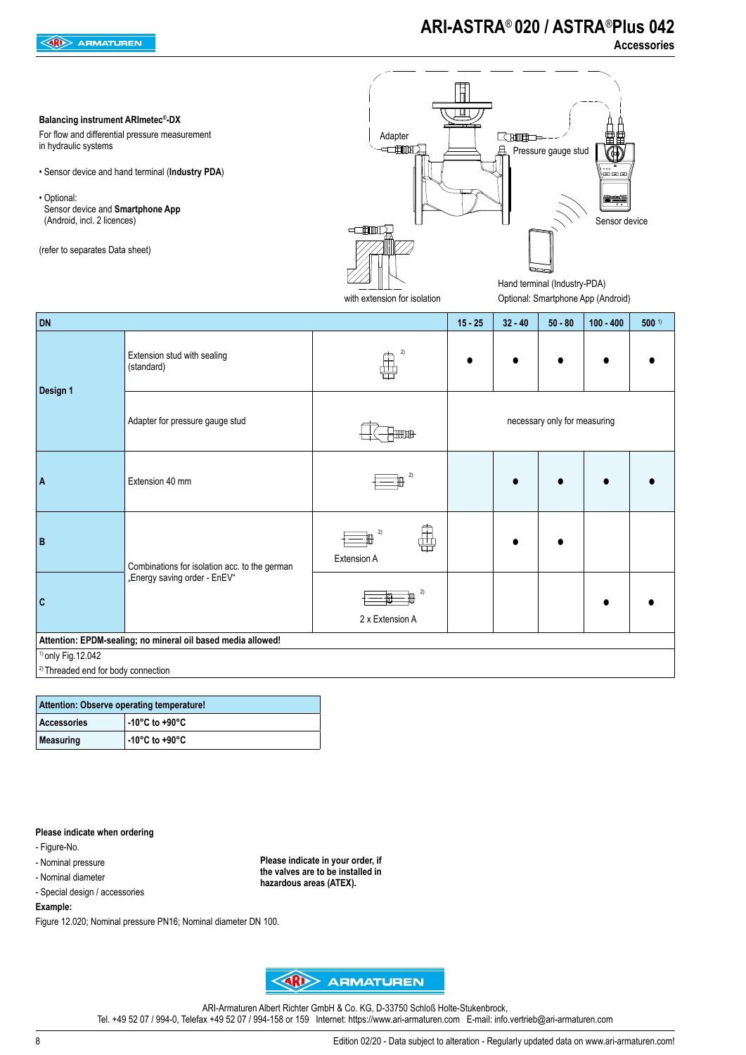# ARI-ASTRA® 020 / ASTRA®Plus 042

## Accessories

**Balancing instrument ARImetec®-DX**

For flow and differential pressure measurement in hydraulic systems

- Sensor device and hand terminal (**Industry PDA**)

- Optional:
  Sensor device and **Smartphone App**
  (Android, incl. 2 licences)

(refer to separates Data sheet)

Adapter

Pressure gauge stud

Sensor device

with extension for isolation

Hand terminal (Industry-PDA)
Optional: Smartphone App (Android)

| DN | | | 15 - 25 | 32 - 40 | 50 - 80 | 100 - 400 | 500 [1] |
|---|---|---|---|---|---|---|---|
| Design 1 | Extension stud with sealing (standard) | [2] | ● | ● | ● | ● | ● |
| | Adapter for pressure gauge stud | | necessary only for measuring | | | | |
| A | Extension 40 mm | [2] | | ● | ● | ● | ● |
| B | Combinations for isolation acc. to the german „Energy saving order - EnEV“ | [2] Extension A | | ● | ● | | |
| C | | [2] 2 x Extension A | | | | ● | ● |

**Attention: EPDM-sealing; no mineral oil based media allowed!**

[1] only Fig.12.042

[2] Threaded end for body connection

| Attention: Observe operating temperature! | |
|---|---|
| **Accessories** | **-10°C to +90°C** |
| **Measuring** | **-10°C to +90°C** |

**Please indicate when ordering**

- Figure-No.
- Nominal pressure
- Nominal diameter
- Special design / accessories

**Example:**

Figure 12.020; Nominal pressure PN16; Nominal diameter DN 100.

**Please indicate in your order, if the valves are to be installed in hazardous areas (ATEX).**

ARI-Armaturen Albert Richter GmbH & Co. KG, D-33750 Schloß Holte-Stukenbrock,
Tel. +49 52 07 / 994-0, Telefax +49 52 07 / 994-158 or 159 Internet: https://www.ari-armaturen.com E-mail: info.vertrieb@ari-armaturen.com

Edition 02/20 - Data subject to alteration - Regularly updated data on www.ari-armaturen.com!